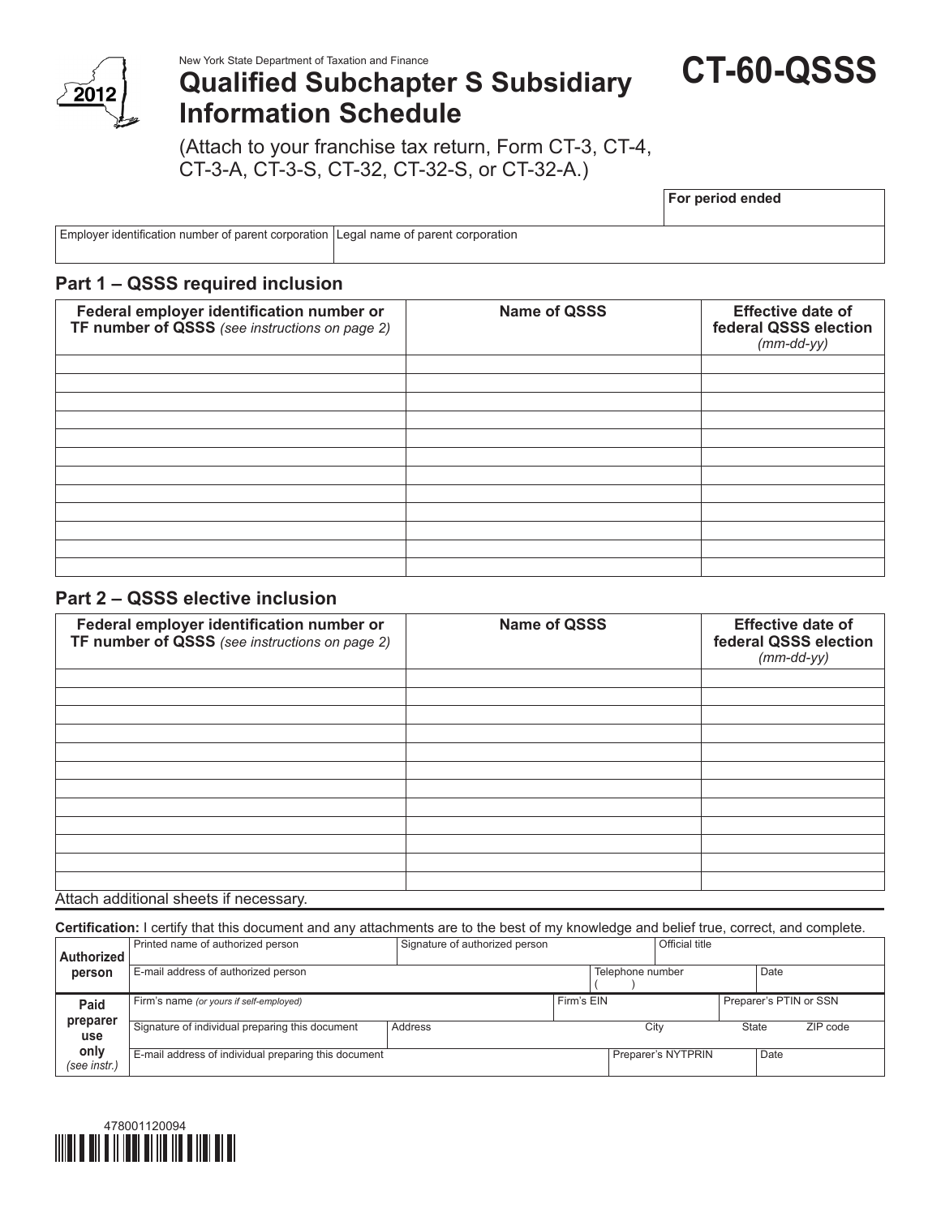New York State Department of Taxation and Finance

2012

# Qualified Subchapter S Subsidiary Information Schedule

# CT-60-QSSS

(Attach to your franchise tax return, Form CT-3, CT-4, CT-3-A, CT-3-S, CT-32, CT-32-S, or CT-32-A.)

| | For period ended |
|---|---|
| | |

| Employer identification number of parent corporation | Legal name of parent corporation |
|---|---|
| | |

## Part 1 – QSSS required inclusion

| Federal employer identification number or TF number of QSSS *(see instructions on page 2)* | Name of QSSS | Effective date of federal QSSS election *(mm-dd-yy)* |
|---|---|---|
| | | |
| | | |
| | | |
| | | |
| | | |
| | | |
| | | |
| | | |
| | | |
| | | |
| | | |
| | | |

## Part 2 – QSSS elective inclusion

| Federal employer identification number or TF number of QSSS *(see instructions on page 2)* | Name of QSSS | Effective date of federal QSSS election *(mm-dd-yy)* |
|---|---|---|
| | | |
| | | |
| | | |
| | | |
| | | |
| | | |
| | | |
| | | |
| | | |
| | | |
| | | |
| | | |

Attach additional sheets if necessary.

**Certification:** I certify that this document and any attachments are to the best of my knowledge and belief true, correct, and complete.

| | | | | |
|---|---|---|---|---|
| **Authorized person** | Printed name of authorized person | Signature of authorized person | Official title | |
| | E-mail address of authorized person | | Telephone number ( ) | Date |
| **Paid preparer use only** *(see instr.)* | Firm's name *(or yours if self-employed)* | Firm's EIN | Preparer's PTIN or SSN | |
| | Signature of individual preparing this document | Address | City | State / ZIP code |
| | E-mail address of individual preparing this document | | Preparer's NYTPRIN | Date |

478001120094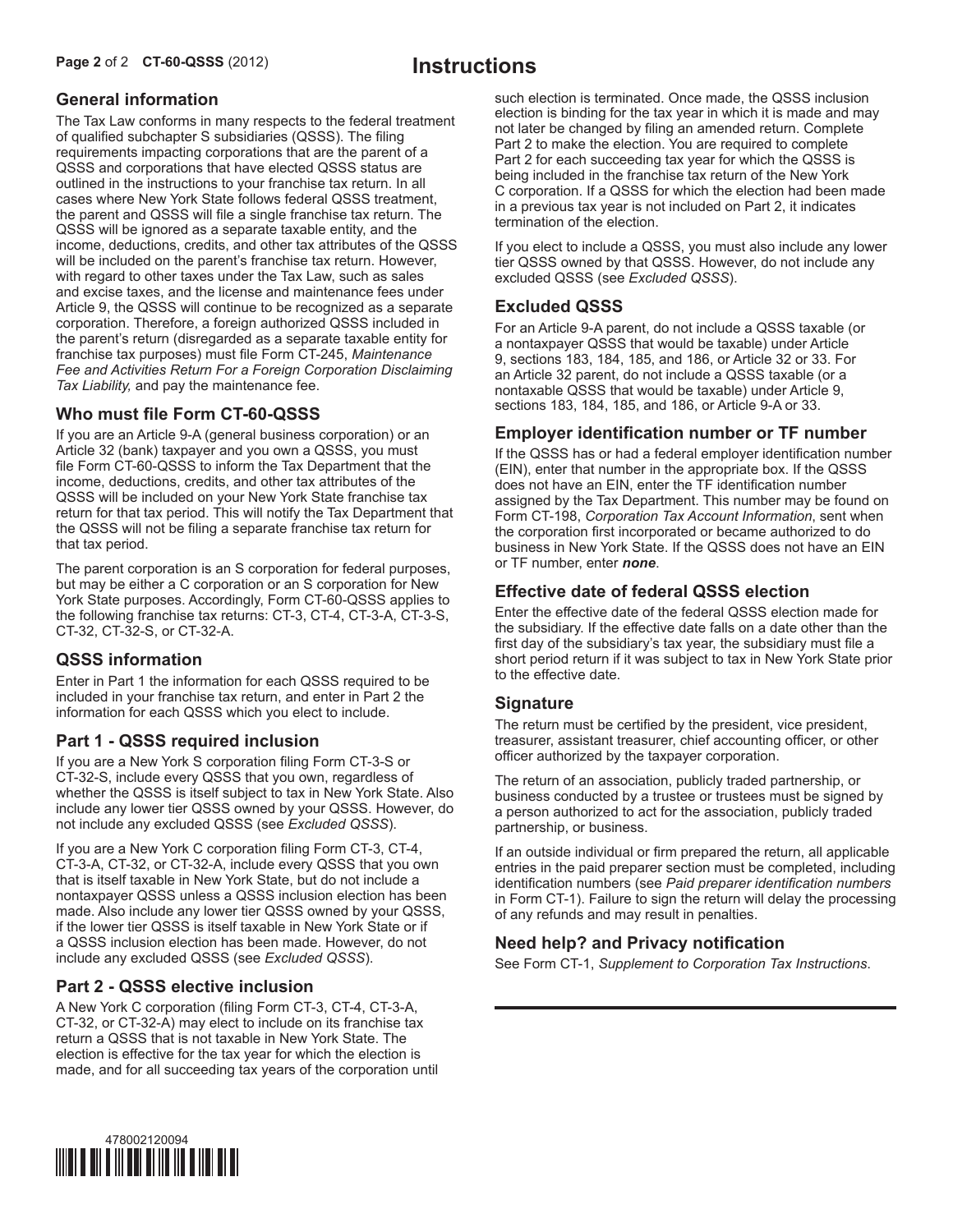# Instructions

## General information

The Tax Law conforms in many respects to the federal treatment of qualified subchapter S subsidiaries (QSSS). The filing requirements impacting corporations that are the parent of a QSSS and corporations that have elected QSSS status are outlined in the instructions to your franchise tax return. In all cases where New York State follows federal QSSS treatment, the parent and QSSS will file a single franchise tax return. The QSSS will be ignored as a separate taxable entity, and the income, deductions, credits, and other tax attributes of the QSSS will be included on the parent's franchise tax return. However, with regard to other taxes under the Tax Law, such as sales and excise taxes, and the license and maintenance fees under Article 9, the QSSS will continue to be recognized as a separate corporation. Therefore, a foreign authorized QSSS included in the parent's return (disregarded as a separate taxable entity for franchise tax purposes) must file Form CT-245, *Maintenance Fee and Activities Return For a Foreign Corporation Disclaiming Tax Liability,* and pay the maintenance fee.

## Who must file Form CT-60-QSSS

If you are an Article 9-A (general business corporation) or an Article 32 (bank) taxpayer and you own a QSSS, you must file Form CT-60-QSSS to inform the Tax Department that the income, deductions, credits, and other tax attributes of the QSSS will be included on your New York State franchise tax return for that tax period. This will notify the Tax Department that the QSSS will not be filing a separate franchise tax return for that tax period.

The parent corporation is an S corporation for federal purposes, but may be either a C corporation or an S corporation for New York State purposes. Accordingly, Form CT-60-QSSS applies to the following franchise tax returns: CT-3, CT-4, CT-3-A, CT-3-S, CT-32, CT-32-S, or CT-32-A.

## QSSS information

Enter in Part 1 the information for each QSSS required to be included in your franchise tax return, and enter in Part 2 the information for each QSSS which you elect to include.

## Part 1 - QSSS required inclusion

If you are a New York S corporation filing Form CT-3-S or CT-32-S, include every QSSS that you own, regardless of whether the QSSS is itself subject to tax in New York State. Also include any lower tier QSSS owned by your QSSS. However, do not include any excluded QSSS (see *Excluded QSSS*).

If you are a New York C corporation filing Form CT-3, CT-4, CT-3-A, CT-32, or CT-32-A, include every QSSS that you own that is itself taxable in New York State, but do not include a nontaxpayer QSSS unless a QSSS inclusion election has been made. Also include any lower tier QSSS owned by your QSSS, if the lower tier QSSS is itself taxable in New York State or if a QSSS inclusion election has been made. However, do not include any excluded QSSS (see *Excluded QSSS*).

## Part 2 - QSSS elective inclusion

A New York C corporation (filing Form CT-3, CT-4, CT-3-A, CT-32, or CT-32-A) may elect to include on its franchise tax return a QSSS that is not taxable in New York State. The election is effective for the tax year for which the election is made, and for all succeeding tax years of the corporation until such election is terminated. Once made, the QSSS inclusion election is binding for the tax year in which it is made and may not later be changed by filing an amended return. Complete Part 2 to make the election. You are required to complete Part 2 for each succeeding tax year for which the QSSS is being included in the franchise tax return of the New York C corporation. If a QSSS for which the election had been made in a previous tax year is not included on Part 2, it indicates termination of the election.

If you elect to include a QSSS, you must also include any lower tier QSSS owned by that QSSS. However, do not include any excluded QSSS (see *Excluded QSSS*).

## Excluded QSSS

For an Article 9-A parent, do not include a QSSS taxable (or a nontaxpayer QSSS that would be taxable) under Article 9, sections 183, 184, 185, and 186, or Article 32 or 33. For an Article 32 parent, do not include a QSSS taxable (or a nontaxable QSSS that would be taxable) under Article 9, sections 183, 184, 185, and 186, or Article 9-A or 33.

## Employer identification number or TF number

If the QSSS has or had a federal employer identification number (EIN), enter that number in the appropriate box. If the QSSS does not have an EIN, enter the TF identification number assigned by the Tax Department. This number may be found on Form CT-198, *Corporation Tax Account Information*, sent when the corporation first incorporated or became authorized to do business in New York State. If the QSSS does not have an EIN or TF number, enter ***none***.

## Effective date of federal QSSS election

Enter the effective date of the federal QSSS election made for the subsidiary. If the effective date falls on a date other than the first day of the subsidiary's tax year, the subsidiary must file a short period return if it was subject to tax in New York State prior to the effective date.

## Signature

The return must be certified by the president, vice president, treasurer, assistant treasurer, chief accounting officer, or other officer authorized by the taxpayer corporation.

The return of an association, publicly traded partnership, or business conducted by a trustee or trustees must be signed by a person authorized to act for the association, publicly traded partnership, or business.

If an outside individual or firm prepared the return, all applicable entries in the paid preparer section must be completed, including identification numbers (see *Paid preparer identification numbers* in Form CT-1). Failure to sign the return will delay the processing of any refunds and may result in penalties.

## Need help? and Privacy notification

See Form CT-1, *Supplement to Corporation Tax Instructions*.

478002120094